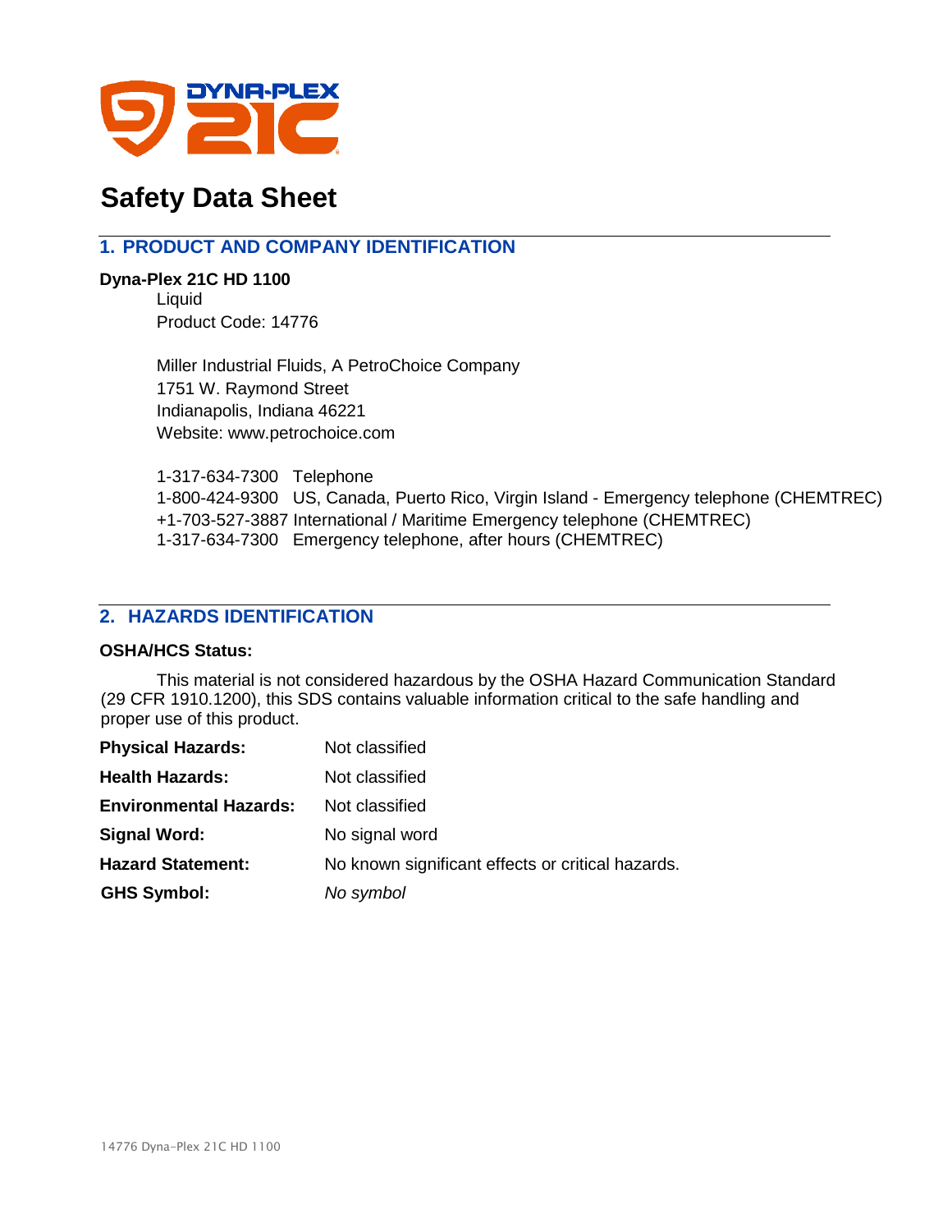# Safety Data Sheet

## 1. PRODUCT AND COMPANY IDENTIFICATION

**Dyna-Plex 21C HD 1100**

Liquid
Product Code: 14776

Miller Industrial Fluids, A PetroChoice Company
1751 W. Raymond Street
Indianapolis, Indiana 46221
Website: www.petrochoice.com

1-317-634-7300 Telephone
1-800-424-9300 US, Canada, Puerto Rico, Virgin Island - Emergency telephone (CHEMTREC)
+1-703-527-3887 International / Maritime Emergency telephone (CHEMTREC)
1-317-634-7300 Emergency telephone, after hours (CHEMTREC)

## 2. HAZARDS IDENTIFICATION

**OSHA/HCS Status:**

This material is not considered hazardous by the OSHA Hazard Communication Standard (29 CFR 1910.1200), this SDS contains valuable information critical to the safe handling and proper use of this product.

| | |
|---|---|
| **Physical Hazards:** | Not classified |
| **Health Hazards:** | Not classified |
| **Environmental Hazards:** | Not classified |
| **Signal Word:** | No signal word |
| **Hazard Statement:** | No known significant effects or critical hazards. |
| **GHS Symbol:** | *No symbol* |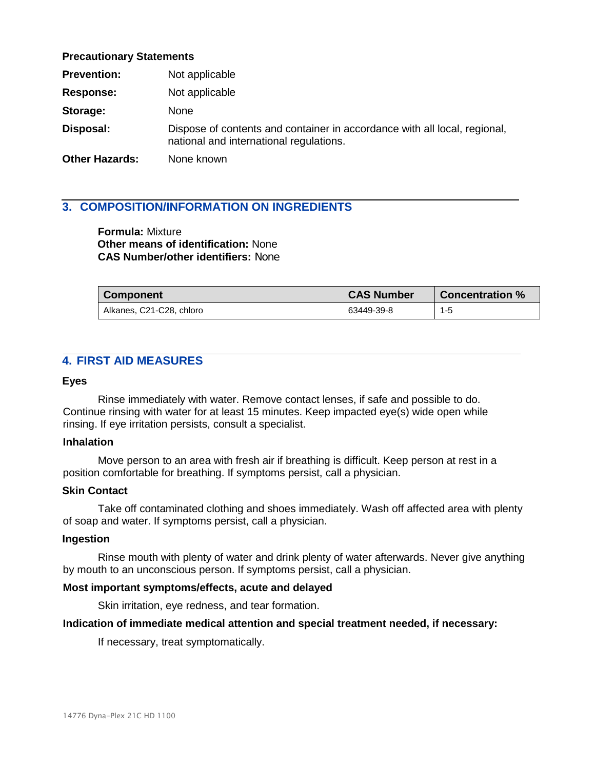**Precautionary Statements**

**Prevention:** Not applicable

**Response:** Not applicable

**Storage:** None

**Disposal:** Dispose of contents and container in accordance with all local, regional, national and international regulations.

**Other Hazards:** None known

## 3. COMPOSITION/INFORMATION ON INGREDIENTS

**Formula:** Mixture
**Other means of identification:** None
**CAS Number/other identifiers:** None

| Component | CAS Number | Concentration % |
|---|---|---|
| Alkanes, C21-C28, chloro | 63449-39-8 | 1-5 |

## 4. FIRST AID MEASURES

### Eyes

Rinse immediately with water. Remove contact lenses, if safe and possible to do. Continue rinsing with water for at least 15 minutes. Keep impacted eye(s) wide open while rinsing. If eye irritation persists, consult a specialist.

### Inhalation

Move person to an area with fresh air if breathing is difficult. Keep person at rest in a position comfortable for breathing. If symptoms persist, call a physician.

### Skin Contact

Take off contaminated clothing and shoes immediately. Wash off affected area with plenty of soap and water. If symptoms persist, call a physician.

### Ingestion

Rinse mouth with plenty of water and drink plenty of water afterwards. Never give anything by mouth to an unconscious person. If symptoms persist, call a physician.

### Most important symptoms/effects, acute and delayed

Skin irritation, eye redness, and tear formation.

### Indication of immediate medical attention and special treatment needed, if necessary:

If necessary, treat symptomatically.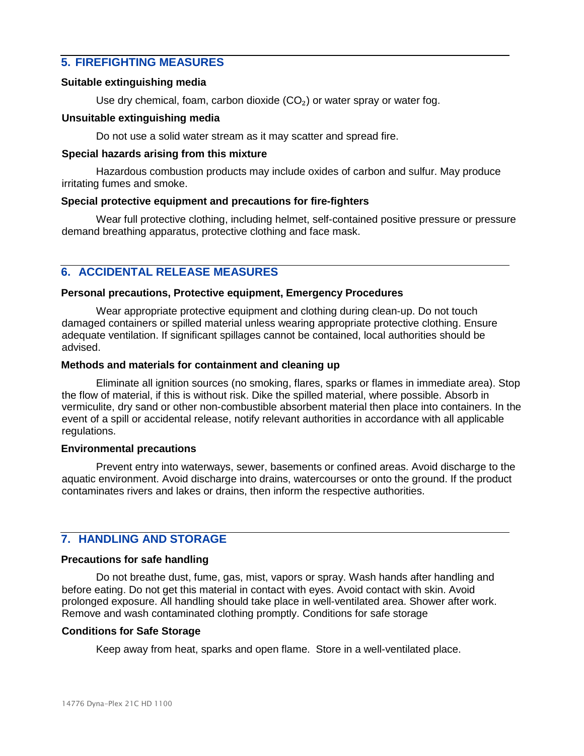## 5. FIREFIGHTING MEASURES

**Suitable extinguishing media**

Use dry chemical, foam, carbon dioxide ($CO_2$) or water spray or water fog.

**Unsuitable extinguishing media**

Do not use a solid water stream as it may scatter and spread fire.

**Special hazards arising from this mixture**

Hazardous combustion products may include oxides of carbon and sulfur. May produce irritating fumes and smoke.

**Special protective equipment and precautions for fire-fighters**

Wear full protective clothing, including helmet, self-contained positive pressure or pressure demand breathing apparatus, protective clothing and face mask.

## 6. ACCIDENTAL RELEASE MEASURES

**Personal precautions, Protective equipment, Emergency Procedures**

Wear appropriate protective equipment and clothing during clean-up. Do not touch damaged containers or spilled material unless wearing appropriate protective clothing. Ensure adequate ventilation. If significant spillages cannot be contained, local authorities should be advised.

**Methods and materials for containment and cleaning up**

Eliminate all ignition sources (no smoking, flares, sparks or flames in immediate area). Stop the flow of material, if this is without risk. Dike the spilled material, where possible. Absorb in vermiculite, dry sand or other non-combustible absorbent material then place into containers. In the event of a spill or accidental release, notify relevant authorities in accordance with all applicable regulations.

**Environmental precautions**

Prevent entry into waterways, sewer, basements or confined areas. Avoid discharge to the aquatic environment. Avoid discharge into drains, watercourses or onto the ground. If the product contaminates rivers and lakes or drains, then inform the respective authorities.

## 7. HANDLING AND STORAGE

**Precautions for safe handling**

Do not breathe dust, fume, gas, mist, vapors or spray. Wash hands after handling and before eating. Do not get this material in contact with eyes. Avoid contact with skin. Avoid prolonged exposure. All handling should take place in well-ventilated area. Shower after work. Remove and wash contaminated clothing promptly. Conditions for safe storage

**Conditions for Safe Storage**

Keep away from heat, sparks and open flame. Store in a well-ventilated place.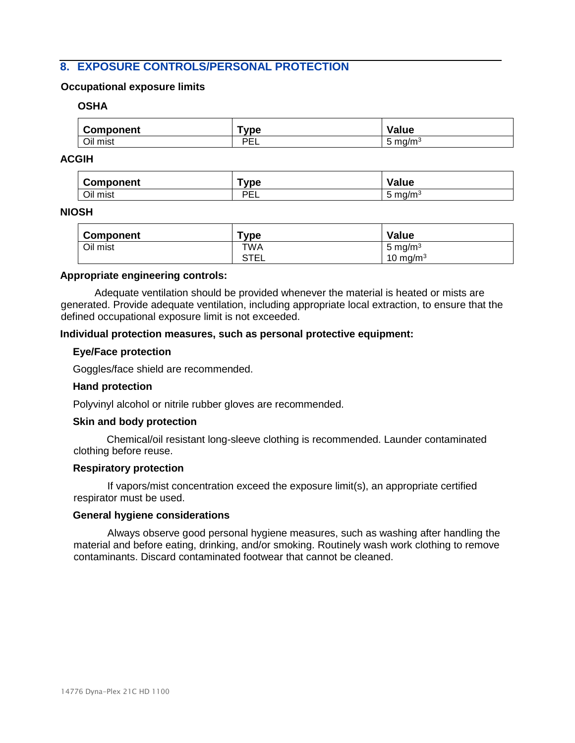## 8. EXPOSURE CONTROLS/PERSONAL PROTECTION

**Occupational exposure limits**

**OSHA**

| Component | Type | Value |
|---|---|---|
| Oil mist | PEL | 5 mg/m$^3$ |

**ACGIH**

| Component | Type | Value |
|---|---|---|
| Oil mist | PEL | 5 mg/m$^3$ |

**NIOSH**

| Component | Type | Value |
|---|---|---|
| Oil mist | TWA | 5 mg/m$^3$ |
| | STEL | 10 mg/m$^3$ |

**Appropriate engineering controls:**

Adequate ventilation should be provided whenever the material is heated or mists are generated. Provide adequate ventilation, including appropriate local extraction, to ensure that the defined occupational exposure limit is not exceeded.

**Individual protection measures, such as personal protective equipment:**

**Eye/Face protection**

Goggles/face shield are recommended.

**Hand protection**

Polyvinyl alcohol or nitrile rubber gloves are recommended.

**Skin and body protection**

Chemical/oil resistant long-sleeve clothing is recommended. Launder contaminated clothing before reuse.

**Respiratory protection**

If vapors/mist concentration exceed the exposure limit(s), an appropriate certified respirator must be used.

**General hygiene considerations**

Always observe good personal hygiene measures, such as washing after handling the material and before eating, drinking, and/or smoking. Routinely wash work clothing to remove contaminants. Discard contaminated footwear that cannot be cleaned.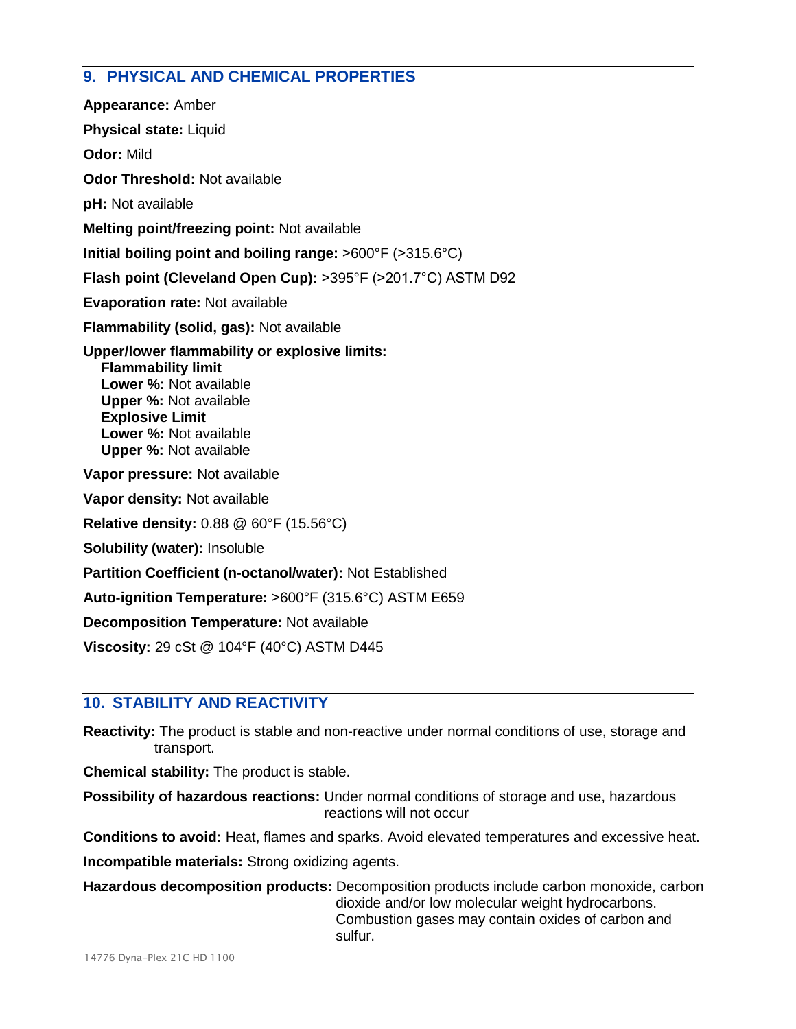## 9. PHYSICAL AND CHEMICAL PROPERTIES

**Appearance:** Amber

**Physical state:** Liquid

**Odor:** Mild

**Odor Threshold:** Not available

**pH:** Not available

**Melting point/freezing point:** Not available

**Initial boiling point and boiling range:** >600°F (>315.6°C)

**Flash point (Cleveland Open Cup):** >395°F (>201.7°C) ASTM D92

**Evaporation rate:** Not available

**Flammability (solid, gas):** Not available

**Upper/lower flammability or explosive limits:**
**Flammability limit**
**Lower %:** Not available
**Upper %:** Not available
**Explosive Limit**
**Lower %:** Not available
**Upper %:** Not available

**Vapor pressure:** Not available

**Vapor density:** Not available

**Relative density:** 0.88 @ 60°F (15.56°C)

**Solubility (water):** Insoluble

**Partition Coefficient (n-octanol/water):** Not Established

**Auto-ignition Temperature:** >600°F (315.6°C) ASTM E659

**Decomposition Temperature:** Not available

**Viscosity:** 29 cSt @ 104°F (40°C) ASTM D445

## 10. STABILITY AND REACTIVITY

**Reactivity:** The product is stable and non-reactive under normal conditions of use, storage and transport.

**Chemical stability:** The product is stable.

**Possibility of hazardous reactions:** Under normal conditions of storage and use, hazardous reactions will not occur

**Conditions to avoid:** Heat, flames and sparks. Avoid elevated temperatures and excessive heat.

**Incompatible materials:** Strong oxidizing agents.

**Hazardous decomposition products:** Decomposition products include carbon monoxide, carbon dioxide and/or low molecular weight hydrocarbons. Combustion gases may contain oxides of carbon and sulfur.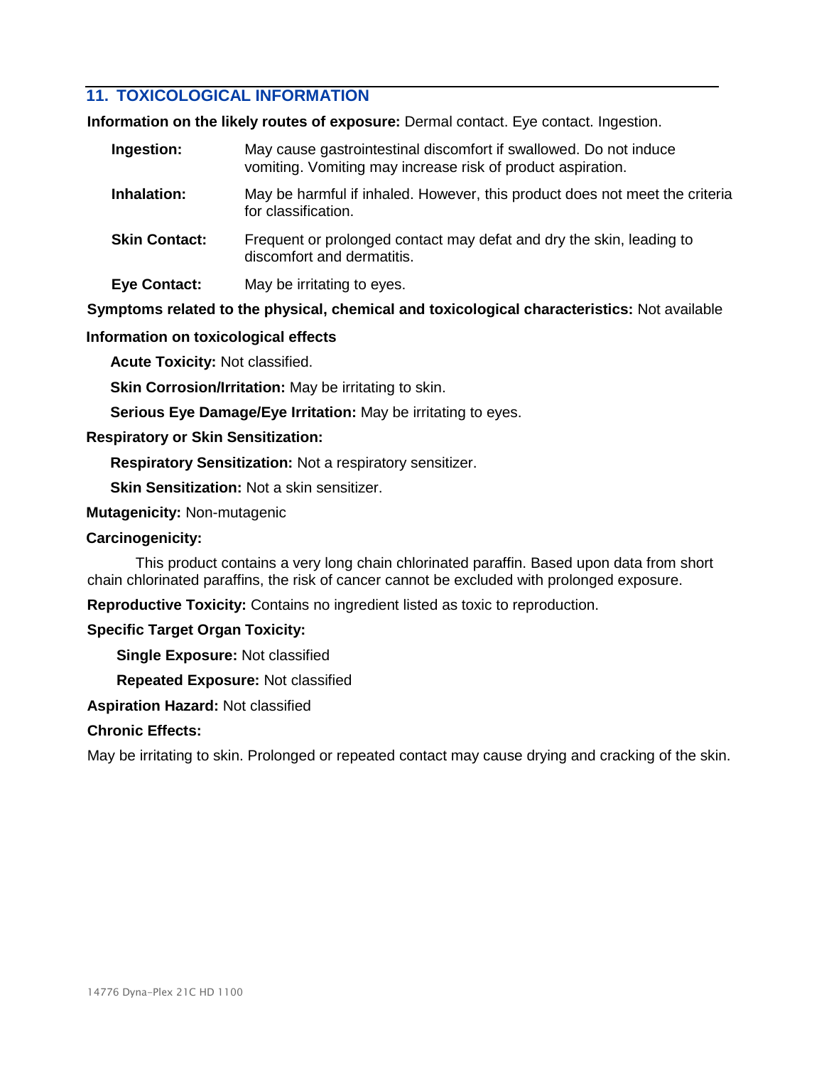## 11. TOXICOLOGICAL INFORMATION

**Information on the likely routes of exposure:** Dermal contact. Eye contact. Ingestion.

**Ingestion:** May cause gastrointestinal discomfort if swallowed. Do not induce vomiting. Vomiting may increase risk of product aspiration.

**Inhalation:** May be harmful if inhaled. However, this product does not meet the criteria for classification.

**Skin Contact:** Frequent or prolonged contact may defat and dry the skin, leading to discomfort and dermatitis.

**Eye Contact:** May be irritating to eyes.

**Symptoms related to the physical, chemical and toxicological characteristics:** Not available

**Information on toxicological effects**

**Acute Toxicity:** Not classified.

**Skin Corrosion/Irritation:** May be irritating to skin.

**Serious Eye Damage/Eye Irritation:** May be irritating to eyes.

**Respiratory or Skin Sensitization:**

**Respiratory Sensitization:** Not a respiratory sensitizer.

**Skin Sensitization:** Not a skin sensitizer.

**Mutagenicity:** Non-mutagenic

**Carcinogenicity:**

This product contains a very long chain chlorinated paraffin. Based upon data from short chain chlorinated paraffins, the risk of cancer cannot be excluded with prolonged exposure.

**Reproductive Toxicity:** Contains no ingredient listed as toxic to reproduction.

**Specific Target Organ Toxicity:**

**Single Exposure:** Not classified

**Repeated Exposure:** Not classified

**Aspiration Hazard:** Not classified

**Chronic Effects:**

May be irritating to skin. Prolonged or repeated contact may cause drying and cracking of the skin.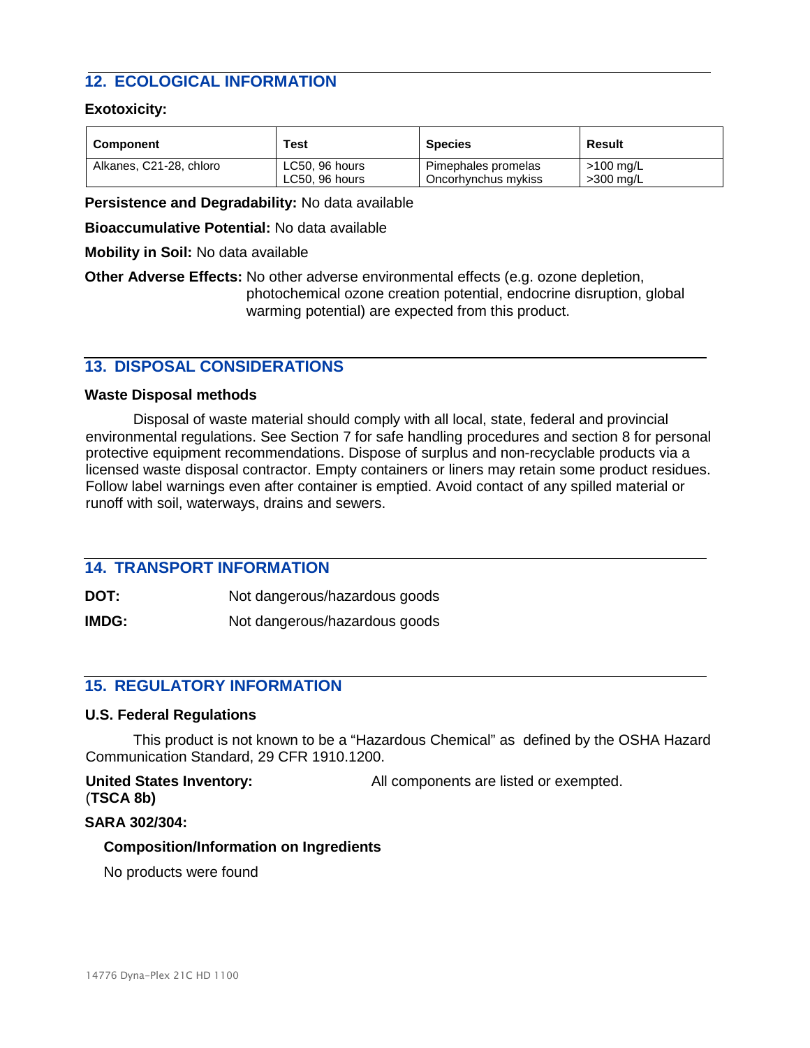## 12. ECOLOGICAL INFORMATION

**Exotoxicity:**

| Component | Test | Species | Result |
|---|---|---|---|
| Alkanes, C21-28, chloro | LC50, 96 hours<br>LC50, 96 hours | Pimephales promelas<br>Oncorhynchus mykiss | >100 mg/L<br>>300 mg/L |

**Persistence and Degradability:** No data available

**Bioaccumulative Potential:** No data available

**Mobility in Soil:** No data available

**Other Adverse Effects:** No other adverse environmental effects (e.g. ozone depletion, photochemical ozone creation potential, endocrine disruption, global warming potential) are expected from this product.

## 13. DISPOSAL CONSIDERATIONS

**Waste Disposal methods**

Disposal of waste material should comply with all local, state, federal and provincial environmental regulations. See Section 7 for safe handling procedures and section 8 for personal protective equipment recommendations. Dispose of surplus and non-recyclable products via a licensed waste disposal contractor. Empty containers or liners may retain some product residues. Follow label warnings even after container is emptied. Avoid contact of any spilled material or runoff with soil, waterways, drains and sewers.

## 14. TRANSPORT INFORMATION

**DOT:** Not dangerous/hazardous goods

**IMDG:** Not dangerous/hazardous goods

## 15. REGULATORY INFORMATION

**U.S. Federal Regulations**

This product is not known to be a "Hazardous Chemical" as defined by the OSHA Hazard Communication Standard, 29 CFR 1910.1200.

**United States Inventory: (TSCA 8b)** All components are listed or exempted.

**SARA 302/304:**

**Composition/Information on Ingredients**

No products were found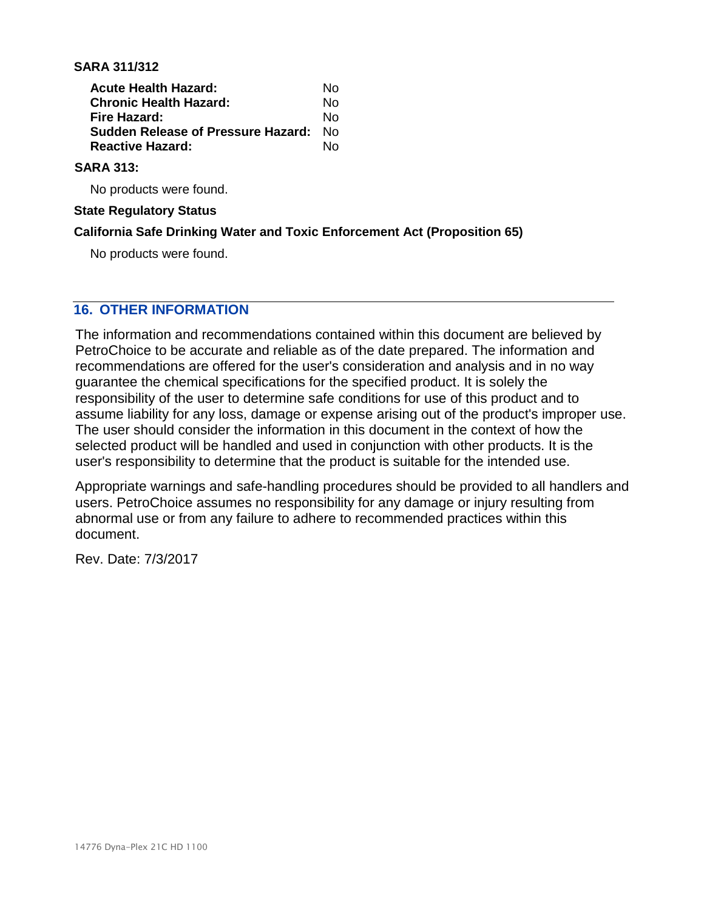**SARA 311/312**

| | |
|---|---|
| **Acute Health Hazard:** | No |
| **Chronic Health Hazard:** | No |
| **Fire Hazard:** | No |
| **Sudden Release of Pressure Hazard:** | No |
| **Reactive Hazard:** | No |

**SARA 313:**

No products were found.

**State Regulatory Status**

**California Safe Drinking Water and Toxic Enforcement Act (Proposition 65)**

No products were found.

## 16. OTHER INFORMATION

The information and recommendations contained within this document are believed by PetroChoice to be accurate and reliable as of the date prepared. The information and recommendations are offered for the user's consideration and analysis and in no way guarantee the chemical specifications for the specified product. It is solely the responsibility of the user to determine safe conditions for use of this product and to assume liability for any loss, damage or expense arising out of the product's improper use. The user should consider the information in this document in the context of how the selected product will be handled and used in conjunction with other products. It is the user's responsibility to determine that the product is suitable for the intended use.

Appropriate warnings and safe-handling procedures should be provided to all handlers and users. PetroChoice assumes no responsibility for any damage or injury resulting from abnormal use or from any failure to adhere to recommended practices within this document.

Rev. Date: 7/3/2017